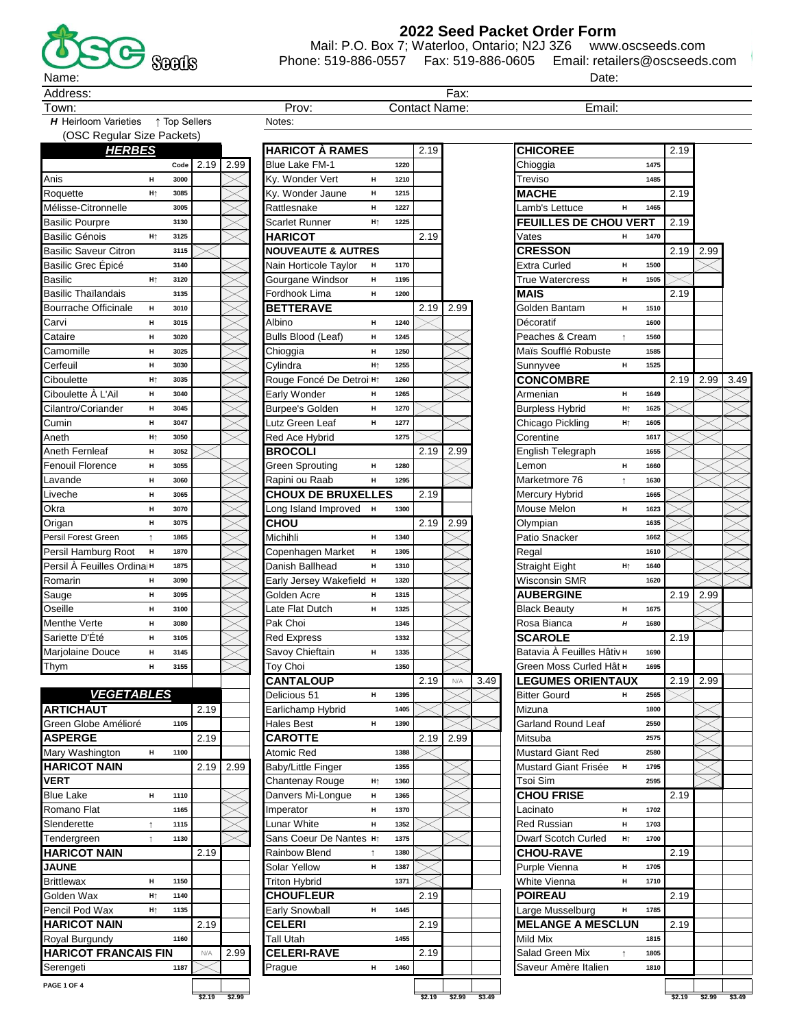# 2022 Seed Packet Order Form

Mail: P.O. Box 7; Waterloo, Ontario; N2J 3Z6 www.oscseeds.com
Phone: 519-886-0557 Fax: 519-886-0605 Email: retailers@oscseeds.com

Name: Date:
Address: Fax:
Town: Prov: Contact Name: Email:

*H* Heirloom Varieties ↑ Top Sellers
(OSC Regular Size Packets)

Notes:

| HERBES | | Code | 2.19 | 2.99 |
|---|---|---|---|---|
| Anis | H | 3000 | | |
| Roquette | H↑ | 3085 | | |
| Mélisse-Citronnelle | | 3005 | | |
| Basilic Pourpre | | 3130 | | |
| Basilic Génois | H↑ | 3125 | | |
| Basilic Saveur Citron | | 3115 | | |
| Basilic Grec Épicé | | 3140 | | |
| Basilic | H↑ | 3120 | | |
| Basilic Thaïlandais | | 3135 | | |
| Bourrache Officinale | H | 3010 | | |
| Carvi | H | 3015 | | |
| Cataire | H | 3020 | | |
| Camomille | H | 3025 | | |
| Cerfeuil | H | 3030 | | |
| Ciboulette | H↑ | 3035 | | |
| Ciboulette À L'Ail | H | 3040 | | |
| Cilantro/Coriander | H | 3045 | | |
| Cumin | H | 3047 | | |
| Aneth | H↑ | 3050 | | |
| Aneth Fernleaf | H | 3052 | | |
| Fenouil Florence | H | 3055 | | |
| Lavande | H | 3060 | | |
| Liveche | H | 3065 | | |
| Okra | H | 3070 | | |
| Origan | H | 3075 | | |
| Persil Forest Green | ↑ | 1865 | | |
| Persil Hamburg Root | H | 1870 | | |
| Persil À Feuilles Ordinai | H | 1875 | | |
| Romarin | H | 3090 | | |
| Sauge | H | 3095 | | |
| Oseille | H | 3100 | | |
| Menthe Verte | H | 3080 | | |
| Sariette D'Été | H | 3105 | | |
| Marjolaine Douce | H | 3145 | | |
| Thym | H | 3155 | | |

| VEGETABLES | | | 2.19 | 2.99 |
|---|---|---|---|---|
| **ARTICHAUT** | | | 2.19 | |
| Green Globe Amélioré | | 1105 | | |
| **ASPERGE** | | | 2.19 | |
| Mary Washington | H | 1100 | | |
| **HARICOT NAIN VERT** | | | 2.19 | 2.99 |
| Blue Lake | H | 1110 | | |
| Romano Flat | | 1165 | | |
| Slenderette | ↑ | 1115 | | |
| Tendergreen | ↑ | 1130 | | |
| **HARICOT NAIN JAUNE** | | | 2.19 | |
| Brittlewax | H | 1150 | | |
| Golden Wax | H↑ | 1140 | | |
| Pencil Pod Wax | H↑ | 1135 | | |
| **HARICOT NAIN** | | | 2.19 | |
| Royal Burgundy | | 1160 | | |
| **HARICOT FRANCAIS FIN** | | | N/A | 2.99 |
| Serengeti | | 1187 | | |
| | | | $2.19 | $2.99 |

| Variety | | Code | 2.19 | 2.99 | 3.49 |
|---|---|---|---|---|---|
| **HARICOT À RAMES** | | | 2.19 | | |
| Blue Lake FM-1 | | 1220 | | | |
| Ky. Wonder Vert | H | 1210 | | | |
| Ky. Wonder Jaune | H | 1215 | | | |
| Rattlesnake | H | 1227 | | | |
| Scarlet Runner | H↑ | 1225 | | | |
| **HARICOT** | | | 2.19 | | |
| **NOUVEAUTE & AUTRES** | | | | | |
| Nain Horticole Taylor | H | 1170 | | | |
| Gourgane Windsor | H | 1195 | | | |
| Fordhook Lima | H | 1200 | | | |
| **BETTERAVE** | | | 2.19 | 2.99 | |
| Albino | H | 1240 | | | |
| Bulls Blood (Leaf) | H | 1245 | | | |
| Chioggia | H | 1250 | | | |
| Cylindra | H↑ | 1255 | | | |
| Rouge Foncé De Detroi | H↑ | 1260 | | | |
| Early Wonder | H | 1265 | | | |
| Burpee's Golden | H | 1270 | | | |
| Lutz Green Leaf | H | 1277 | | | |
| Red Ace Hybrid | | 1275 | | | |
| **BROCOLI** | | | 2.19 | 2.99 | |
| Green Sprouting | H | 1280 | | | |
| Rapini ou Raab | H | 1295 | | | |
| **CHOUX DE BRUXELLES** | | | 2.19 | | |
| Long Island Improved | H | 1300 | | | |
| **CHOU** | | | 2.19 | 2.99 | |
| Michihli | H | 1340 | | | |
| Copenhagen Market | H | 1305 | | | |
| Danish Ballhead | H | 1310 | | | |
| Early Jersey Wakefield | H | 1320 | | | |
| Golden Acre | H | 1315 | | | |
| Late Flat Dutch | H | 1325 | | | |
| Pak Choi | | 1345 | | | |
| Red Express | | 1332 | | | |
| Savoy Chieftain | H | 1335 | | | |
| Toy Choi | | 1350 | | | |
| **CANTALOUP** | | | 2.19 | N/A | 3.49 |
| Delicious 51 | H | 1395 | | | |
| Earlichamp Hybrid | | 1405 | | | |
| Hales Best | H | 1390 | | | |
| **CAROTTE** | | | 2.19 | 2.99 | |
| Atomic Red | | 1388 | | | |
| Baby/Little Finger | | 1355 | | | |
| Chantenay Rouge | H↑ | 1360 | | | |
| Danvers Mi-Longue | H | 1365 | | | |
| Imperator | H | 1370 | | | |
| Lunar White | H | 1352 | | | |
| Sans Coeur De Nantes | H↑ | 1375 | | | |
| Rainbow Blend | ↑ | 1380 | | | |
| Solar Yellow | H | 1387 | | | |
| Triton Hybrid | | 1371 | | | |
| **CHOUFLEUR** | | | 2.19 | | |
| Early Snowball | H | 1445 | | | |
| **CELERI** | | | 2.19 | | |
| Tall Utah | | 1455 | | | |
| **CELERI-RAVE** | | | 2.19 | | |
| Prague | H | 1460 | | | |
| | | | $2.19 | $2.99 | $3.49 |

| Variety | | Code | 2.19 | 2.99 | 3.49 |
|---|---|---|---|---|---|
| **CHICOREE** | | | 2.19 | | |
| Chioggia | | 1475 | | | |
| Treviso | | 1485 | | | |
| **MACHE** | | | 2.19 | | |
| Lamb's Lettuce | H | 1465 | | | |
| **FEUILLES DE CHOU VERT** | | | 2.19 | | |
| Vates | H | 1470 | | | |
| **CRESSON** | | | 2.19 | 2.99 | |
| Extra Curled | H | 1500 | | | |
| True Watercress | H | 1505 | | | |
| **MAIS** | | | 2.19 | | |
| Golden Bantam | H | 1510 | | | |
| Décoratif | | 1600 | | | |
| Peaches & Cream | ↑ | 1560 | | | |
| Maïs Soufflé Robuste | | 1585 | | | |
| Sunnyvee | H | 1525 | | | |
| **CONCOMBRE** | | | 2.19 | 2.99 | 3.49 |
| Armenian | H | 1649 | | | |
| Burpless Hybrid | H↑ | 1625 | | | |
| Chicago Pickling | H↑ | 1605 | | | |
| Corentine | | 1617 | | | |
| English Telegraph | | 1655 | | | |
| Lemon | H | 1660 | | | |
| Marketmore 76 | ↑ | 1630 | | | |
| Mercury Hybrid | | 1665 | | | |
| Mouse Melon | H | 1623 | | | |
| Olympian | | 1635 | | | |
| Patio Snacker | | 1662 | | | |
| Regal | | 1610 | | | |
| Straight Eight | H↑ | 1640 | | | |
| Wisconsin SMR | | 1620 | | | |
| **AUBERGINE** | | | 2.19 | 2.99 | |
| Black Beauty | H | 1675 | | | |
| Rosa Bianca | H | 1680 | | | |
| **SCAROLE** | | | 2.19 | | |
| Batavia À Feuilles Hâtiv | H | 1690 | | | |
| Green Moss Curled Hât | H | 1695 | | | |
| **LEGUMES ORIENTAUX** | | | 2.19 | 2.99 | |
| Bitter Gourd | H | 2565 | | | |
| Mizuna | | 1800 | | | |
| Garland Round Leaf | | 2550 | | | |
| Mitsuba | | 2575 | | | |
| Mustard Giant Red | | 2580 | | | |
| Mustard Giant Frisée | H | 1795 | | | |
| Tsoi Sim | | 2595 | | | |
| **CHOU FRISE** | | | 2.19 | | |
| Lacinato | H | 1702 | | | |
| Red Russian | H | 1703 | | | |
| Dwarf Scotch Curled | H↑ | 1700 | | | |
| **CHOU-RAVE** | | | 2.19 | | |
| Purple Vienna | H | 1705 | | | |
| White Vienna | H | 1710 | | | |
| **POIREAU** | | | 2.19 | | |
| Large Musselburg | H | 1785 | | | |
| **MELANGE A MESCLUN** | | | 2.19 | | |
| Mild Mix | | 1815 | | | |
| Salad Green Mix | ↑ | 1805 | | | |
| Saveur Amère Italien | | 1810 | | | |
| | | | $2.19 | $2.99 | $3.49 |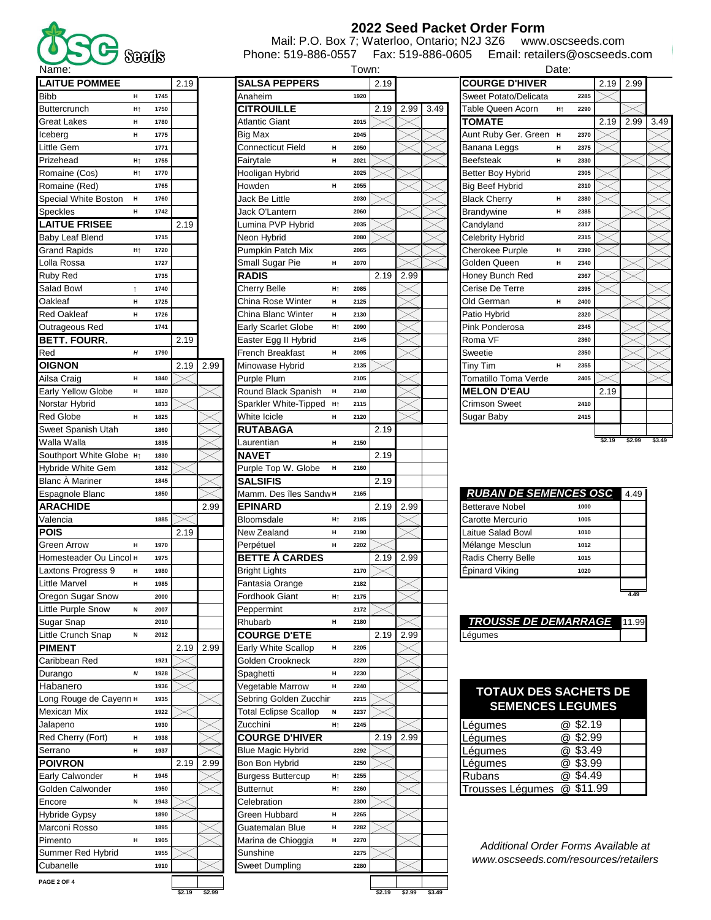# 2022 Seed Packet Order Form

OSC Seeds

Mail: P.O. Box 7; Waterloo, Ontario; N2J 3Z6 www.oscseeds.com
Phone: 519-886-0557 Fax: 519-886-0605 Email: retailers@oscseeds.com

Name: Town: Date:

| LAITUE POMMEE | | | 2.19 | |
|---|---|---|---|---|
| Bibb | H | 1745 | | |
| Buttercrunch | H↑ | 1750 | | |
| Great Lakes | H | 1780 | | |
| Iceberg | H | 1775 | | |
| Little Gem | | 1771 | | |
| Prizehead | H↑ | 1755 | | |
| Romaine (Cos) | H↑ | 1770 | | |
| Romaine (Red) | | 1765 | | |
| Special White Boston | H | 1760 | | |
| Speckles | H | 1742 | | |
| **LAITUE FRISEE** | | | 2.19 | |
| Baby Leaf Blend | | 1715 | | |
| Grand Rapids | H↑ | 1720 | | |
| Lolla Rossa | | 1727 | | |
| Ruby Red | | 1735 | | |
| Salad Bowl | ↑ | 1740 | | |
| Oakleaf | H | 1725 | | |
| Red Oakleaf | H | 1726 | | |
| Outrageous Red | | 1741 | | |
| **BETT. FOURR.** | | | 2.19 | |
| Red | H | 1790 | | |
| **OIGNON** | | | 2.19 | 2.99 |
| Ailsa Craig | H | 1840 | | |
| Early Yellow Globe | H | 1820 | | |
| Norstar Hybrid | | 1833 | | |
| Red Globe | H | 1825 | | |
| Sweet Spanish Utah | | 1860 | | |
| Walla Walla | | 1835 | | |
| Southport White Globe | H↑ | 1830 | | |
| Hybride White Gem | | 1832 | | |
| Blanc À Mariner | | 1845 | | |
| Espagnole Blanc | | 1850 | | |
| **ARACHIDE** | | | | 2.99 |
| Valencia | | 1885 | | |
| **POIS** | | | 2.19 | |
| Green Arrow | H | 1970 | | |
| Homesteader Ou Lincol | H | 1975 | | |
| Laxtons Progress 9 | H | 1980 | | |
| Little Marvel | H | 1985 | | |
| Oregon Sugar Snow | | 2000 | | |
| Little Purple Snow | N | 2007 | | |
| Sugar Snap | | 2010 | | |
| Little Crunch Snap | N | 2012 | | |
| **PIMENT** | | | 2.19 | 2.99 |
| Caribbean Red | | 1921 | | |
| Durango | N | 1928 | | |
| Habanero | | 1936 | | |
| Long Rouge de Cayenn | H | 1935 | | |
| Mexican Mix | | 1922 | | |
| Jalapeno | | 1930 | | |
| Red Cherry (Fort) | H | 1938 | | |
| Serrano | H | 1937 | | |
| **POIVRON** | | | 2.19 | 2.99 |
| Early Calwonder | H | 1945 | | |
| Golden Calwonder | | 1950 | | |
| Encore | N | 1943 | | |
| Hybride Gypsy | | 1890 | | |
| Marconi Rosso | | 1895 | | |
| Pimento | H | 1905 | | |
| Summer Red Hybrid | | 1955 | | |
| Cubanelle | | 1910 | | |
| | | | $2.19 | $2.99 |

| SALSA PEPPERS | | | 2.19 | | |
|---|---|---|---|---|---|
| Anaheim | | 1920 | | | |
| **CITROUILLE** | | | 2.19 | 2.99 | 3.49 |
| Atlantic Giant | | 2015 | | | |
| Big Max | | 2045 | | | |
| Connecticut Field | H | 2050 | | | |
| Fairytale | H | 2021 | | | |
| Hooligan Hybrid | | 2025 | | | |
| Howden | H | 2055 | | | |
| Jack Be Little | | 2030 | | | |
| Jack O'Lantern | | 2060 | | | |
| Lumina PVP Hybrid | | 2035 | | | |
| Neon Hybrid | | 2080 | | | |
| Pumpkin Patch Mix | | 2065 | | | |
| Small Sugar Pie | H | 2070 | | | |
| **RADIS** | | | 2.19 | 2.99 | |
| Cherry Belle | H↑ | 2085 | | | |
| China Rose Winter | H | 2125 | | | |
| China Blanc Winter | H | 2130 | | | |
| Early Scarlet Globe | H↑ | 2090 | | | |
| Easter Egg II Hybrid | | 2145 | | | |
| French Breakfast | H | 2095 | | | |
| Minowase Hybrid | | 2135 | | | |
| Purple Plum | | 2105 | | | |
| Round Black Spanish | H | 2140 | | | |
| Sparkler White-Tipped | H↑ | 2115 | | | |
| White Icicle | H | 2120 | | | |
| **RUTABAGA** | | | 2.19 | | |
| Laurentian | H | 2150 | | | |
| **NAVET** | | | 2.19 | | |
| Purple Top W. Globe | H | 2160 | | | |
| **SALSIFIS** | | | 2.19 | | |
| Mamm. Des îles Sandw | H | 2165 | | | |
| **EPINARD** | | | 2.19 | 2.99 | |
| Bloomsdale | H↑ | 2185 | | | |
| New Zealand | H | 2190 | | | |
| Perpétuel | H | 2202 | | | |
| **BETTE À CARDES** | | | 2.19 | 2.99 | |
| Bright Lights | | 2170 | | | |
| Fantasia Orange | | 2182 | | | |
| Fordhook Giant | H↑ | 2175 | | | |
| Peppermint | | 2172 | | | |
| Rhubarb | H | 2180 | | | |
| **COURGE D'ETE** | | | 2.19 | 2.99 | |
| Early White Scallop | H | 2205 | | | |
| Golden Crookneck | | 2220 | | | |
| Spaghetti | H | 2230 | | | |
| Vegetable Marrow | H | 2240 | | | |
| Sebring Golden Zucchir | | 2215 | | | |
| Total Eclipse Scallop | N | 2237 | | | |
| Zucchini | H↑ | 2245 | | | |
| **COURGE D'HIVER** | | | 2.19 | 2.99 | |
| Blue Magic Hybrid | | 2292 | | | |
| Bon Bon Hybrid | | 2250 | | | |
| Burgess Buttercup | H↑ | 2255 | | | |
| Butternut | H↑ | 2260 | | | |
| Celebration | | 2300 | | | |
| Green Hubbard | H | 2265 | | | |
| Guatemalan Blue | H | 2282 | | | |
| Marina de Chioggia | H | 2270 | | | |
| Sunshine | | 2275 | | | |
| Sweet Dumpling | | 2280 | | | |
| | | | $2.19 | $2.99 | $3.49 |

| COURGE D'HIVER | | | 2.19 | 2.99 | |
|---|---|---|---|---|---|
| Sweet Potato/Delicata | | 2285 | | | |
| Table Queen Acorn | H↑ | 2290 | | | |
| **TOMATE** | | | 2.19 | 2.99 | 3.49 |
| Aunt Ruby Ger. Green | H | 2370 | | | |
| Banana Leggs | H | 2375 | | | |
| Beefsteak | H | 2330 | | | |
| Better Boy Hybrid | | 2305 | | | |
| Big Beef Hybrid | | 2310 | | | |
| Black Cherry | H | 2380 | | | |
| Brandywine | H | 2385 | | | |
| Candyland | | 2317 | | | |
| Celebrity Hybrid | | 2315 | | | |
| Cherokee Purple | H | 2390 | | | |
| Golden Queen | H | 2340 | | | |
| Honey Bunch Red | | 2367 | | | |
| Cerise De Terre | | 2395 | | | |
| Old German | H | 2400 | | | |
| Patio Hybrid | | 2320 | | | |
| Pink Ponderosa | | 2345 | | | |
| Roma VF | | 2360 | | | |
| Sweetie | | 2350 | | | |
| Tiny Tim | H | 2355 | | | |
| Tomatillo Toma Verde | | 2405 | | | |
| **MELON D'EAU** | | | 2.19 | | |
| Crimson Sweet | | 2410 | | | |
| Sugar Baby | | 2415 | | | |
| | | | $2.19 | $2.99 | $3.49 |

| *RUBAN DE SEMENCES OSC* | | 4.49 |
|---|---|---|
| Betterave Nobel | 1000 | |
| Carotte Mercurio | 1005 | |
| Laitue Salad Bowl | 1010 | |
| Mélange Mesclun | 1012 | |
| Radis Cherry Belle | 1015 | |
| Épinard Viking | 1020 | |
| | | 4.49 |

| *TROUSSE DE DEMARRAGE* | 11.99 |
|---|---|
| Légumes | |

| TOTAUX DES SACHETS DE SEMENCES LEGUMES | | |
|---|---|---|
| Légumes | @ $2.19 | |
| Légumes | @ $2.99 | |
| Légumes | @ $3.49 | |
| Légumes | @ $3.99 | |
| Rubans | @ $4.49 | |
| Trousses Légumes | @ $11.99 | |

*Additional Order Forms Available at www.oscseeds.com/resources/retailers*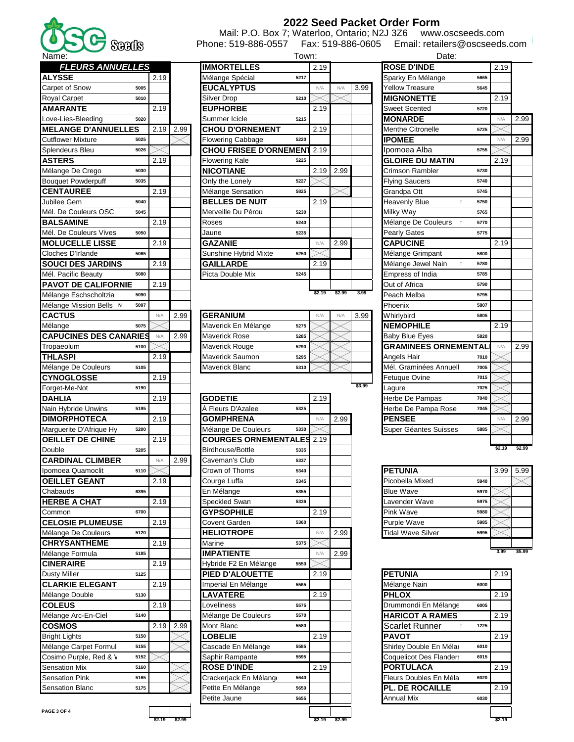# 2022 Seed Packet Order Form

Mail: P.O. Box 7; Waterloo, Ontario; N2J 3Z6 www.oscseeds.com
Phone: 519-886-0557 Fax: 519-886-0605 Email: retailers@oscseeds.com

Name: Town: Date:

| *FLEURS ANNUELLES* | | | |
|---|---|---|---|
| **ALYSSE** | | 2.19 | |
| Carpet of Snow | 5005 | | |
| Royal Carpet | 5010 | | |
| **AMARANTE** | | 2.19 | |
| Love-Lies-Bleeding | 5020 | | |
| **MELANGE D'ANNUELLES** | | 2.19 | 2.99 |
| Cutflower Mixture | 5025 | | |
| Splendeurs Bleu | 5026 | | |
| **ASTERS** | | 2.19 | |
| Mélange De Crego | 5030 | | |
| Bouquet Powderpuff | 5035 | | |
| **CENTAUREE** | | 2.19 | |
| Jubilee Gem | 5040 | | |
| Mél. De Couleurs OSC | 5045 | | |
| **BALSAMINE** | | 2.19 | |
| Mél. De Couleurs Vives | 5050 | | |
| **MOLUCELLE LISSE** | | 2.19 | |
| Cloches D'Irlande | 5065 | | |
| **SOUCI DES JARDINS** | | 2.19 | |
| Mél. Pacific Beauty | 5080 | | |
| **PAVOT DE CALIFORNIE** | | 2.19 | |
| Mélange Eschscholtzia | 5090 | | |
| Mélange Mission Bells N | 5097 | | |
| **CACTUS** | | N/A | 2.99 |
| Mélange | 5075 | | |
| **CAPUCINES DES CANARIES** | | N/A | 2.99 |
| Tropaeolum | 5100 | | |
| **THLASPI** | | 2.19 | |
| Mélange De Couleurs | 5105 | | |
| **CYNOGLOSSE** | | 2.19 | |
| Forget-Me-Not | 5190 | | |
| **DAHLIA** | | 2.19 | |
| Nain Hybride Unwins | 5195 | | |
| **DIMORPHOTECA** | | 2.19 | |
| Marguerite D'Afrique Hy | 5200 | | |
| **OEILLET DE CHINE** | | 2.19 | |
| Double | 5205 | | |
| **CARDINAL CLIMBER** | | N/A | 2.99 |
| Ipomoea Quamoclit | 5110 | | |
| **OEILLET GEANT** | | 2.19 | |
| Chabauds | 6395 | | |
| **HERBE A CHAT** | | 2.19 | |
| Common | 6700 | | |
| **CELOSIE PLUMEUSE** | | 2.19 | |
| Mélange De Couleurs | 5120 | | |
| **CHRYSANTHEME** | | 2.19 | |
| Mélange Formula | 5185 | | |
| **CINERAIRE** | | 2.19 | |
| Dusty Miller | 5125 | | |
| **CLARKIE ELEGANT** | | 2.19 | |
| Mélange Double | 5130 | | |
| **COLEUS** | | 2.19 | |
| Mélange Arc-En-Ciel | 5140 | | |
| **COSMOS** | | 2.19 | 2.99 |
| Bright Lights | 5150 | | |
| Mélange Carpet Formul | 5155 | | |
| Cosimo Purple, Red & W | 5152 | | |
| Sensation Mix | 5160 | | |
| Sensation Pink | 5165 | | |
| Sensation Blanc | 5175 | | |
| | | $2.19 | $2.99 |

| **IMMORTELLES** | | 2.19 | | |
|---|---|---|---|---|
| Mélange Spécial | 5217 | | | |
| **EUCALYPTUS** | | N/A | N/A | 3.99 |
| Silver Drop | 5210 | | | |
| **EUPHORBE** | | 2.19 | | |
| Summer Icicle | 5215 | | | |
| **CHOU D'ORNEMENT** | | 2.19 | | |
| Flowering Cabbage | 5220 | | | |
| **CHOU FRISEE D'ORNEMENT** | | 2.19 | | |
| Flowering Kale | 5225 | | | |
| **NICOTIANE** | | 2.19 | 2.99 | |
| Only the Lonely | 5227 | | | |
| Mélange Sensation | 5825 | | | |
| **BELLES DE NUIT** | | 2.19 | | |
| Merveille Du Pérou | 5230 | | | |
| Roses | 5240 | | | |
| Jaune | 5235 | | | |
| **GAZANIE** | | N/A | 2.99 | |
| Sunshine Hybrid Mixte | 5250 | | | |
| **GAILLARDE** | | 2.19 | | |
| Picta Double Mix | 5245 | | | |
| | | $2.19 | $2.99 | 3.99 |

| **GERANIUM** | | N/A | N/A | 3.99 |
|---|---|---|---|---|
| Maverick En Mélange | 5275 | | | |
| Maverick Rose | 5285 | | | |
| Maverick Rouge | 5290 | | | |
| Maverick Saumon | 5295 | | | |
| Maverick Blanc | 5310 | | | |
| | | | | $3.99 |

| **GODETIE** | | 2.19 | |
|---|---|---|---|
| À Fleurs D'Azalee | 5325 | | |
| **GOMPHRENA** | | N/A | 2.99 |
| Mélange De Couleurs | 5330 | | |
| **COURGES ORNEMENTALES** | | 2.19 | |
| Birdhouse/Bottle | 5335 | | |
| Caveman's Club | 5337 | | |
| Crown of Thorns | 5340 | | |
| Courge Luffa | 5345 | | |
| En Mélange | 5355 | | |
| Speckled Swan | 5336 | | |
| **GYPSOPHILE** | | 2.19 | |
| Covent Garden | 5360 | | |
| **HELIOTROPE** | | N/A | 2.99 |
| Marine | 5375 | | |
| **IMPATIENTE** | | N/A | 2.99 |
| Hybride F2 En Mélange | 5550 | | |
| **PIED D'ALOUETTE** | | 2.19 | |
| Imperial En Mélange | 5565 | | |
| **LAVATERE** | | 2.19 | |
| Loveliness | 5575 | | |
| Mélange De Couleurs | 5570 | | |
| Mont Blanc | 5580 | | |
| **LOBELIE** | | 2.19 | |
| Cascade En Mélange | 5585 | | |
| Saphir Rampante | 5595 | | |
| **ROSE D'INDE** | | 2.19 | |
| Crackerjack En Mélange | 5640 | | |
| Petite En Mélange | 5650 | | |
| Petite Jaune | 5655 | | |
| | | $2.19 | $2.99 |

| **ROSE D'INDE** | | 2.19 | |
|---|---|---|---|
| Sparky En Mélange | 5665 | | |
| Yellow Treasure | 5645 | | |
| **MIGNONETTE** | | 2.19 | |
| Sweet Scented | 5720 | | |
| **MONARDE** | | N/A | 2.99 |
| Menthe Citronelle | 5725 | | |
| **IPOMEE** | | N/A | 2.99 |
| Ipomoea Alba | 5755 | | |
| **GLOIRE DU MATIN** | | 2.19 | |
| Crimson Rambler | 5730 | | |
| Flying Saucers | 5740 | | |
| Grandpa Ott | 5745 | | |
| Heavenly Blue ↑ | 5750 | | |
| Milky Way | 5765 | | |
| Mélange De Couleurs ↑ | 5770 | | |
| Pearly Gates | 5775 | | |
| **CAPUCINE** | | 2.19 | |
| Mélange Grimpant | 5800 | | |
| Mélange Jewel Nain ↑ | 5780 | | |
| Empress of India | 5785 | | |
| Out of Africa | 5790 | | |
| Peach Melba | 5795 | | |
| Phoenix | 5807 | | |
| Whirlybird | 5805 | | |
| **NEMOPHILE** | | 2.19 | |
| Baby Blue Eyes | 5820 | | |
| **GRAMINEES ORNEMENTALES** | | N/A | 2.99 |
| Angels Hair | 7010 | | |
| Mél. Graminées Annuell | 7005 | | |
| Fetuque Ovine | 7015 | | |
| Lagure | 7025 | | |
| Herbe De Pampas | 7040 | | |
| Herbe De Pampa Rose | 7045 | | |
| **PENSEE** | | N/A | 2.99 |
| Super Géantes Suisses | 5885 | | |
| | | $2.19 | $2.99 |

| **PETUNIA** | | 3.99 | 5.99 |
|---|---|---|---|
| Picobella Mixed | 5940 | | |
| Blue Wave | 5970 | | |
| Lavender Wave | 5975 | | |
| Pink Wave | 5980 | | |
| Purple Wave | 5985 | | |
| Tidal Wave Silver | 5995 | | |
| | | 3.99 | $5.99 |

| **PETUNIA** | | 2.19 |
|---|---|---|
| Mélange Nain | 6000 | |
| **PHLOX** | | 2.19 |
| Drummondi En Mélange | 6005 | |
| **HARICOT A RAMES** | | 2.19 |
| Scarlet Runner ↑ | 1225 | |
| **PAVOT** | | 2.19 |
| Shirley Double En Mélange | 6010 | |
| Coquelicot Des Flanders | 6015 | |
| **PORTULACA** | | 2.19 |
| Fleurs Doubles En Mélange | 6020 | |
| **PL. DE ROCAILLE** | | 2.19 |
| Annual Mix | 6030 | |
| | | $2.19 |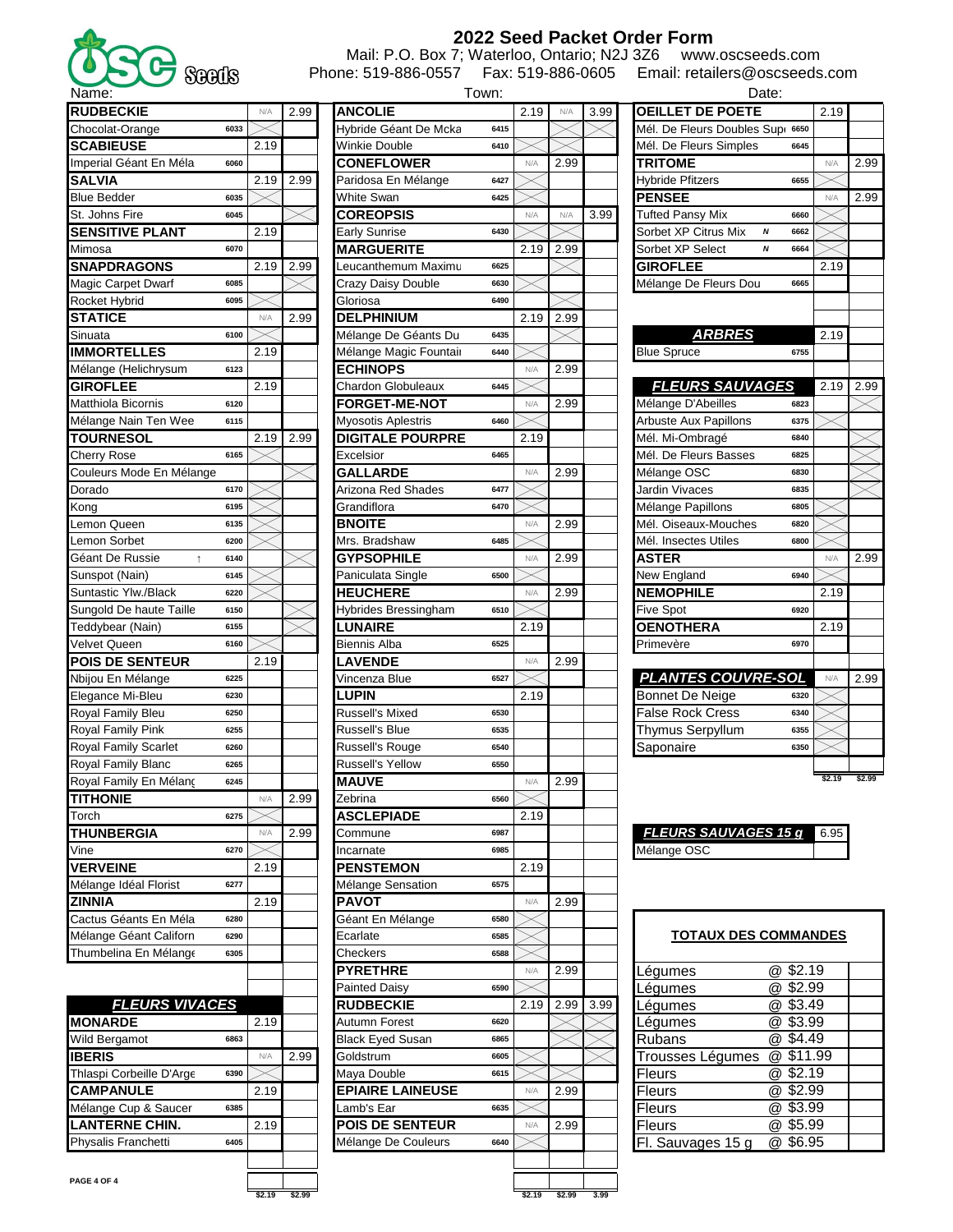# 2022 Seed Packet Order Form

Mail: P.O. Box 7; Waterloo, Ontario; N2J 3Z6 www.oscseeds.com
Phone: 519-886-0557 Fax: 519-886-0605 Email: retailers@oscseeds.com

Name: Town: Date:

| | | | |
|---|---|---|---|
| **RUDBECKIE** | | N/A | 2.99 |
| Chocolat-Orange | 6033 | | |
| **SCABIEUSE** | | 2.19 | |
| Imperial Géant En Méla | 6060 | | |
| **SALVIA** | | 2.19 | 2.99 |
| Blue Bedder | 6035 | | |
| St. Johns Fire | 6045 | | |
| **SENSITIVE PLANT** | | 2.19 | |
| Mimosa | 6070 | | |
| **SNAPDRAGONS** | | 2.19 | 2.99 |
| Magic Carpet Dwarf | 6085 | | |
| Rocket Hybrid | 6095 | | |
| **STATICE** | | N/A | 2.99 |
| Sinuata | 6100 | | |
| **IMMORTELLES** | | 2.19 | |
| Mélange (Helichrysum | 6123 | | |
| **GIROFLEE** | | 2.19 | |
| Matthiola Bicornis | 6120 | | |
| Mélange Nain Ten Wee | 6115 | | |
| **TOURNESOL** | | 2.19 | 2.99 |
| Cherry Rose | 6165 | | |
| Couleurs Mode En Mélange | | | |
| Dorado | 6170 | | |
| Kong | 6195 | | |
| Lemon Queen | 6135 | | |
| Lemon Sorbet | 6200 | | |
| Géant De Russie ↑ | 6140 | | |
| Sunspot (Nain) | 6145 | | |
| Suntastic Ylw./Black | 6220 | | |
| Sungold De haute Taille | 6150 | | |
| Teddybear (Nain) | 6155 | | |
| Velvet Queen | 6160 | | |
| **POIS DE SENTEUR** | | 2.19 | |
| Nbijou En Mélange | 6225 | | |
| Elegance Mi-Bleu | 6230 | | |
| Royal Family Bleu | 6250 | | |
| Royal Family Pink | 6255 | | |
| Royal Family Scarlet | 6260 | | |
| Royal Family Blanc | 6265 | | |
| Royal Family En Mélang | 6245 | | |
| **TITHONIE** | | N/A | 2.99 |
| Torch | 6275 | | |
| **THUNBERGIA** | | N/A | 2.99 |
| Vine | 6270 | | |
| **VERVEINE** | | 2.19 | |
| Mélange Idéal Florist | 6277 | | |
| **ZINNIA** | | 2.19 | |
| Cactus Géants En Méla | 6280 | | |
| Mélange Géant Californ | 6290 | | |
| Thumbelina En Mélange | 6305 | | |
| ***FLEURS VIVACES*** | | | |
| **MONARDE** | | 2.19 | |
| Wild Bergamot | 6863 | | |
| **IBERIS** | | N/A | 2.99 |
| Thlaspi Corbeille D'Arge | 6390 | | |
| **CAMPANULE** | | 2.19 | |
| Mélange Cup & Saucer | 6385 | | |
| **LANTERNE CHIN.** | | 2.19 | |
| Physalis Franchetti | 6405 | | |
| | | $2.19 | $2.99 |

| | | | | |
|---|---|---|---|---|
| **ANCOLIE** | | 2.19 | N/A | 3.99 |
| Hybride Géant De Mcka | 6415 | | | |
| Winkie Double | 6410 | | | |
| **CONEFLOWER** | | N/A | 2.99 | |
| Paridosa En Mélange | 6427 | | | |
| White Swan | 6425 | | | |
| **COREOPSIS** | | N/A | N/A | 3.99 |
| Early Sunrise | 6430 | | | |
| **MARGUERITE** | | 2.19 | 2.99 | |
| Leucanthemum Maximu | 6625 | | | |
| Crazy Daisy Double | 6630 | | | |
| Gloriosa | 6490 | | | |
| **DELPHINIUM** | | 2.19 | 2.99 | |
| Mélange De Géants Du | 6435 | | | |
| Mélange Magic Fountai | 6440 | | | |
| **ECHINOPS** | | N/A | 2.99 | |
| Chardon Globuleaux | 6445 | | | |
| **FORGET-ME-NOT** | | N/A | 2.99 | |
| Myosotis Aplestris | 6460 | | | |
| **DIGITALE POURPRE** | | 2.19 | | |
| Excelsior | 6465 | | | |
| **GALLARDE** | | N/A | 2.99 | |
| Arizona Red Shades | 6477 | | | |
| Grandiflora | 6470 | | | |
| **BNOITE** | | N/A | 2.99 | |
| Mrs. Bradshaw | 6485 | | | |
| **GYPSOPHILE** | | N/A | 2.99 | |
| Paniculata Single | 6500 | | | |
| **HEUCHERE** | | N/A | 2.99 | |
| Hybrides Bressingham | 6510 | | | |
| **LUNAIRE** | | 2.19 | | |
| Biennis Alba | 6525 | | | |
| **LAVENDE** | | N/A | 2.99 | |
| Vincenza Blue | 6527 | | | |
| **LUPIN** | | 2.19 | | |
| Russell's Mixed | 6530 | | | |
| Russell's Blue | 6535 | | | |
| Russell's Rouge | 6540 | | | |
| Russell's Yellow | 6550 | | | |
| **MAUVE** | | N/A | 2.99 | |
| Zebrina | 6560 | | | |
| **ASCLEPIADE** | | 2.19 | | |
| Commune | 6987 | | | |
| Incarnate | 6985 | | | |
| **PENSTEMON** | | 2.19 | | |
| Mélange Sensation | 6575 | | | |
| **PAVOT** | | N/A | 2.99 | |
| Géant En Mélange | 6580 | | | |
| Ecarlate | 6585 | | | |
| Checkers | 6588 | | | |
| **PYRETHRE** | | N/A | 2.99 | |
| Painted Daisy | 6590 | | | |
| **RUDBECKIE** | | 2.19 | 2.99 | 3.99 |
| Autumn Forest | 6620 | | | |
| Black Eyed Susan | 6865 | | | |
| Goldstrum | 6605 | | | |
| Maya Double | 6615 | | | |
| **EPIAIRE LAINEUSE** | | N/A | 2.99 | |
| Lamb's Ear | 6635 | | | |
| **POIS DE SENTEUR** | | N/A | 2.99 | |
| Mélange De Couleurs | 6640 | | | |
| | | $2.19 | $2.99 | 3.99 |

| | | | |
|---|---|---|---|
| **OEILLET DE POETE** | | 2.19 | |
| Mél. De Fleurs Doubles Supe | 6650 | | |
| Mél. De Fleurs Simples | 6645 | | |
| **TRITOME** | | N/A | 2.99 |
| Hybride Pfitzers | 6655 | | |
| **PENSEE** | | N/A | 2.99 |
| Tufted Pansy Mix | 6660 | | |
| Sorbet XP Citrus Mix N | 6662 | | |
| Sorbet XP Select N | 6664 | | |
| **GIROFLEE** | | 2.19 | |
| Mélange De Fleurs Dou | 6665 | | |
| ***ARBRES*** | | 2.19 | |
| Blue Spruce | 6755 | | |
| ***FLEURS SAUVAGES*** | | 2.19 | 2.99 |
| Mélange D'Abeilles | 6823 | | |
| Arbuste Aux Papillons | 6375 | | |
| Mél. Mi-Ombragé | 6840 | | |
| Mél. De Fleurs Basses | 6825 | | |
| Mélange OSC | 6830 | | |
| Jardin Vivaces | 6835 | | |
| Mélange Papillons | 6805 | | |
| Mél. Oiseaux-Mouches | 6820 | | |
| Mél. Insectes Utiles | 6800 | | |
| **ASTER** | | N/A | 2.99 |
| New England | 6940 | | |
| **NEMOPHILE** | | 2.19 | |
| Five Spot | 6920 | | |
| **OENOTHERA** | | 2.19 | |
| Primevère | 6970 | | |
| ***PLANTES COUVRE-SOL*** | | N/A | 2.99 |
| Bonnet De Neige | 6320 | | |
| False Rock Cress | 6340 | | |
| Thymus Serpyllum | 6355 | | |
| Saponaire | 6350 | | |
| | | $2.19 | $2.99 |

| | |
|---|---|
| ***FLEURS SAUVAGES 15 g*** | 6.95 |
| Mélange OSC | |

**TOTAUX DES COMMANDES**

| | | |
|---|---|---|
| Légumes | @ $2.19 | |
| Légumes | @ $2.99 | |
| Légumes | @ $3.49 | |
| Légumes | @ $3.99 | |
| Rubans | @ $4.49 | |
| Trousses Légumes | @ $11.99 | |
| Fleurs | @ $2.19 | |
| Fleurs | @ $2.99 | |
| Fleurs | @ $3.99 | |
| Fleurs | @ $5.99 | |
| Fl. Sauvages 15 g | @ $6.95 | |